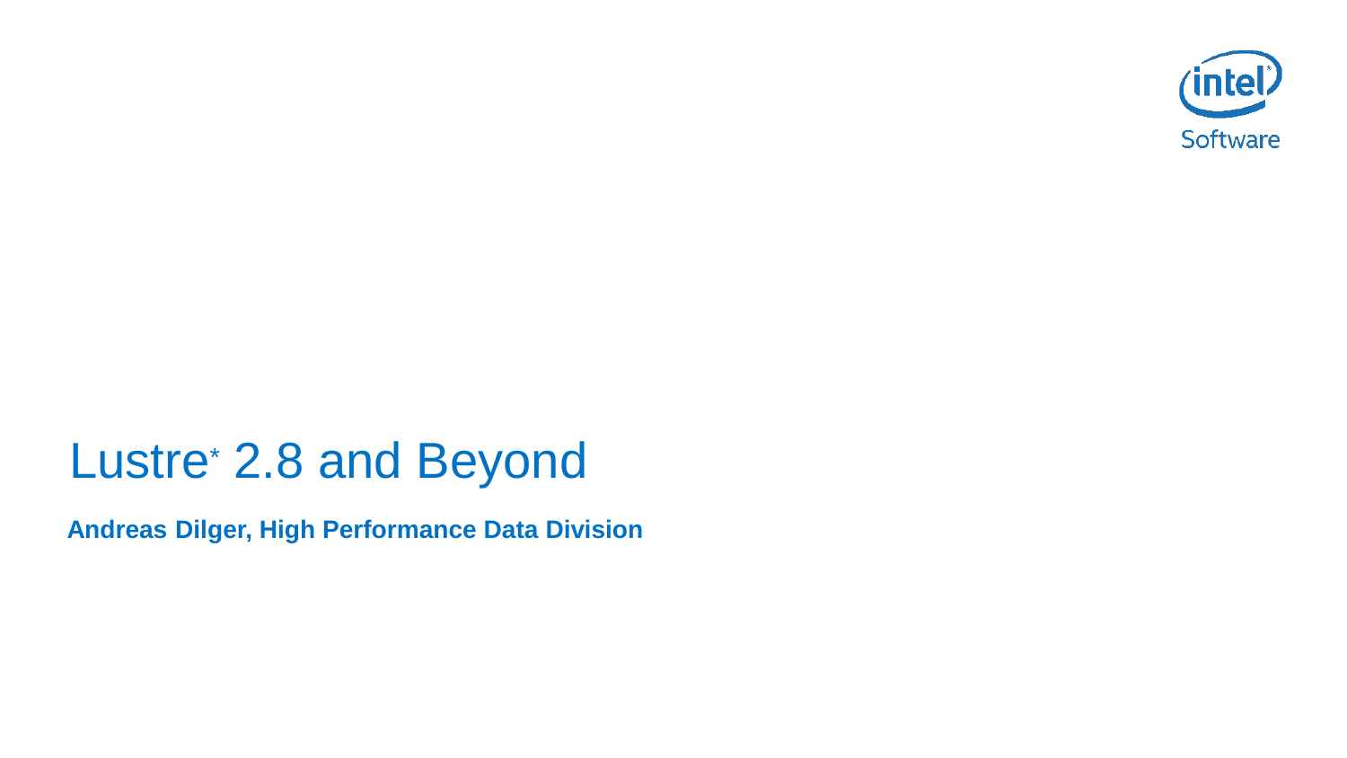# Lustre* 2.8 and Beyond

**Andreas Dilger, High Performance Data Division**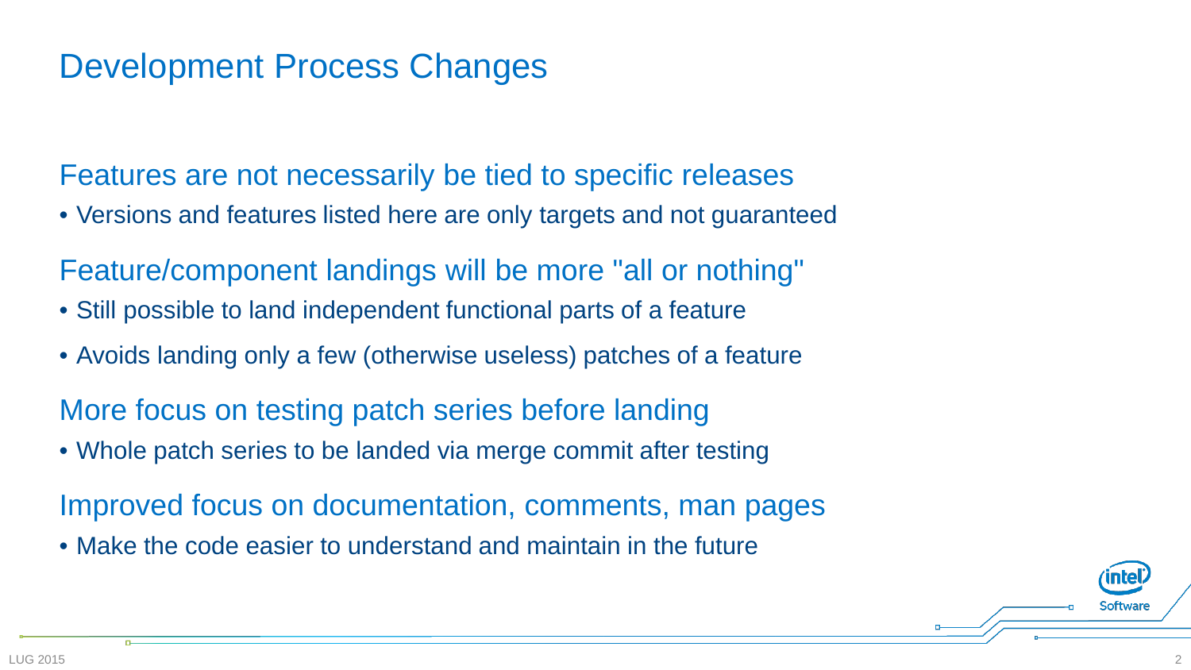# Development Process Changes

## Features are not necessarily be tied to specific releases

- Versions and features listed here are only targets and not guaranteed

## Feature/component landings will be more "all or nothing"

- Still possible to land independent functional parts of a feature
- Avoids landing only a few (otherwise useless) patches of a feature

## More focus on testing patch series before landing

- Whole patch series to be landed via merge commit after testing

## Improved focus on documentation, comments, man pages

- Make the code easier to understand and maintain in the future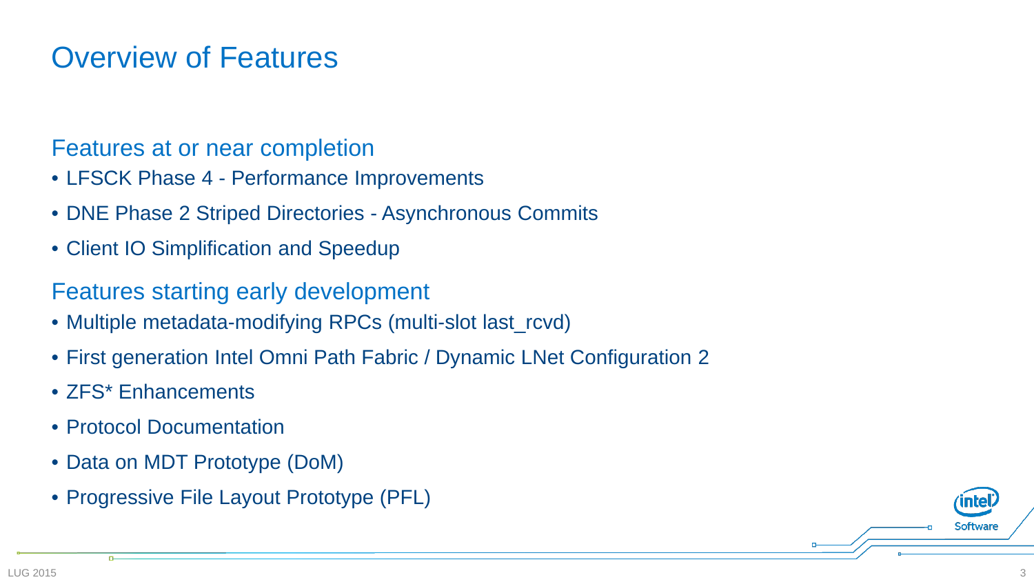# Overview of Features

## Features at or near completion

- LFSCK Phase 4 - Performance Improvements
- DNE Phase 2 Striped Directories - Asynchronous Commits
- Client IO Simplification and Speedup

## Features starting early development

- Multiple metadata-modifying RPCs (multi-slot last_rcvd)
- First generation Intel Omni Path Fabric / Dynamic LNet Configuration 2
- ZFS* Enhancements
- Protocol Documentation
- Data on MDT Prototype (DoM)
- Progressive File Layout Prototype (PFL)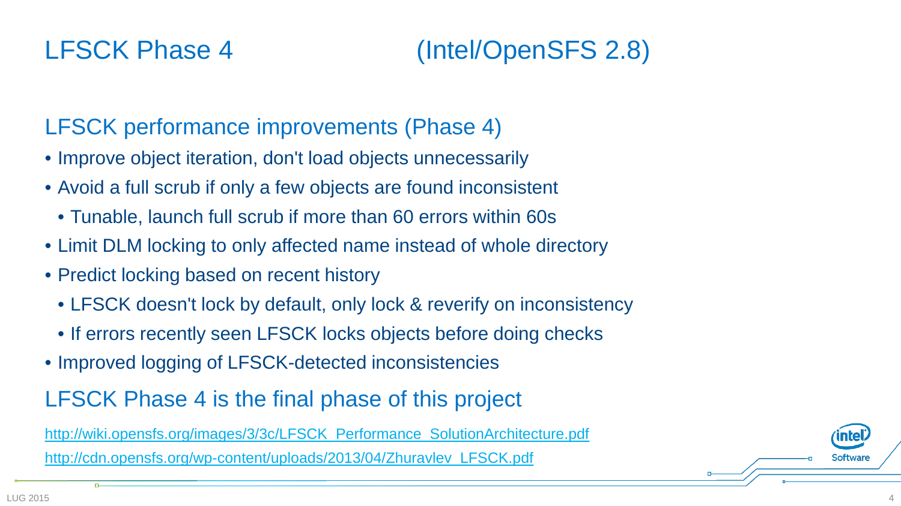# LFSCK Phase 4 (Intel/OpenSFS 2.8)

## LFSCK performance improvements (Phase 4)

- Improve object iteration, don't load objects unnecessarily
- Avoid a full scrub if only a few objects are found inconsistent
  - Tunable, launch full scrub if more than 60 errors within 60s
- Limit DLM locking to only affected name instead of whole directory
- Predict locking based on recent history
  - LFSCK doesn't lock by default, only lock & reverify on inconsistency
  - If errors recently seen LFSCK locks objects before doing checks
- Improved logging of LFSCK-detected inconsistencies

## LFSCK Phase 4 is the final phase of this project

http://wiki.opensfs.org/images/3/3c/LFSCK_Performance_SolutionArchitecture.pdf

http://cdn.opensfs.org/wp-content/uploads/2013/04/Zhuravlev_LFSCK.pdf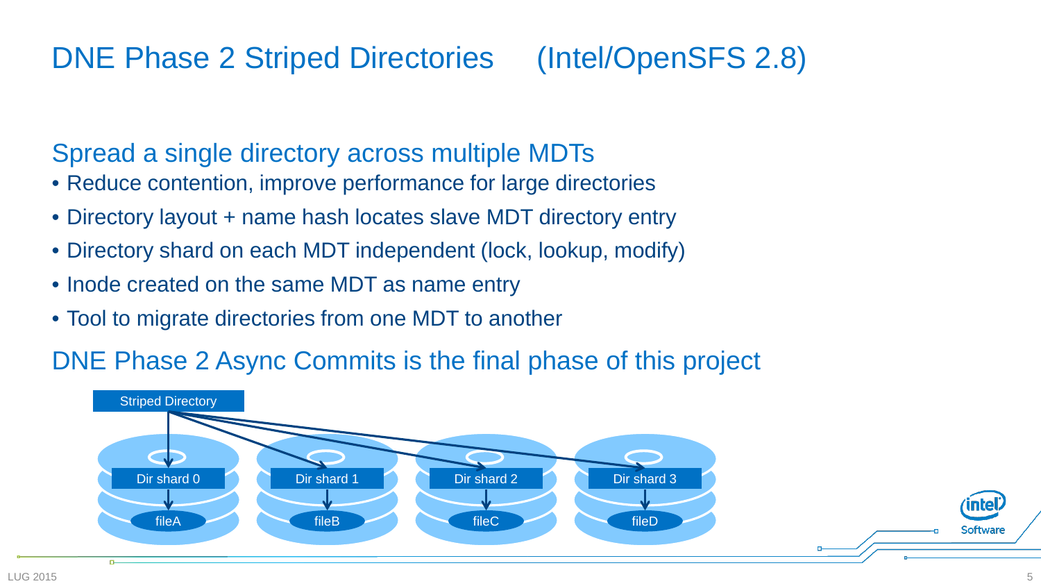# DNE Phase 2 Striped Directories (Intel/OpenSFS 2.8)

## Spread a single directory across multiple MDTs

- Reduce contention, improve performance for large directories
- Directory layout + name hash locates slave MDT directory entry
- Directory shard on each MDT independent (lock, lookup, modify)
- Inode created on the same MDT as name entry
- Tool to migrate directories from one MDT to another

## DNE Phase 2 Async Commits is the final phase of this project

Striped Directory

Dir shard 0 → fileA

Dir shard 1 → fileB

Dir shard 2 → fileC

Dir shard 3 → fileD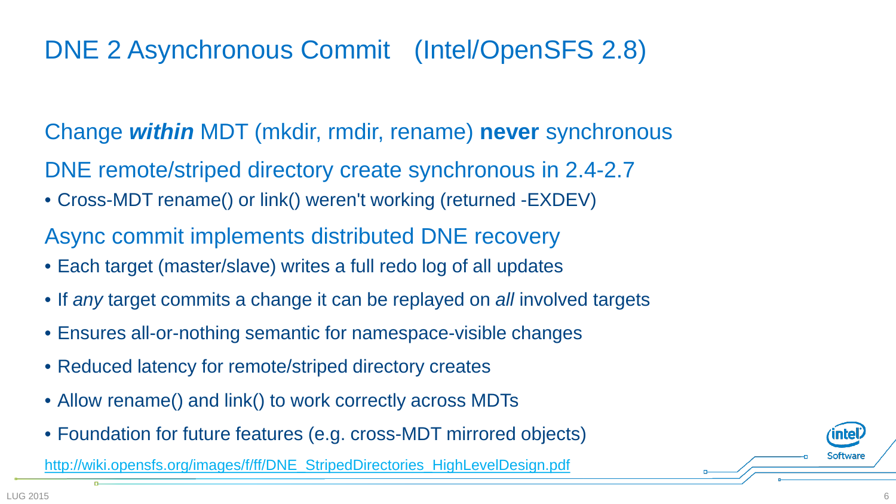# DNE 2 Asynchronous Commit (Intel/OpenSFS 2.8)

Change ***within*** MDT (mkdir, rmdir, rename) **never** synchronous

DNE remote/striped directory create synchronous in 2.4-2.7

- Cross-MDT rename() or link() weren't working (returned -EXDEV)

Async commit implements distributed DNE recovery

- Each target (master/slave) writes a full redo log of all updates
- If *any* target commits a change it can be replayed on *all* involved targets
- Ensures all-or-nothing semantic for namespace-visible changes
- Reduced latency for remote/striped directory creates
- Allow rename() and link() to work correctly across MDTs
- Foundation for future features (e.g. cross-MDT mirrored objects)

http://wiki.opensfs.org/images/f/ff/DNE_StripedDirectories_HighLevelDesign.pdf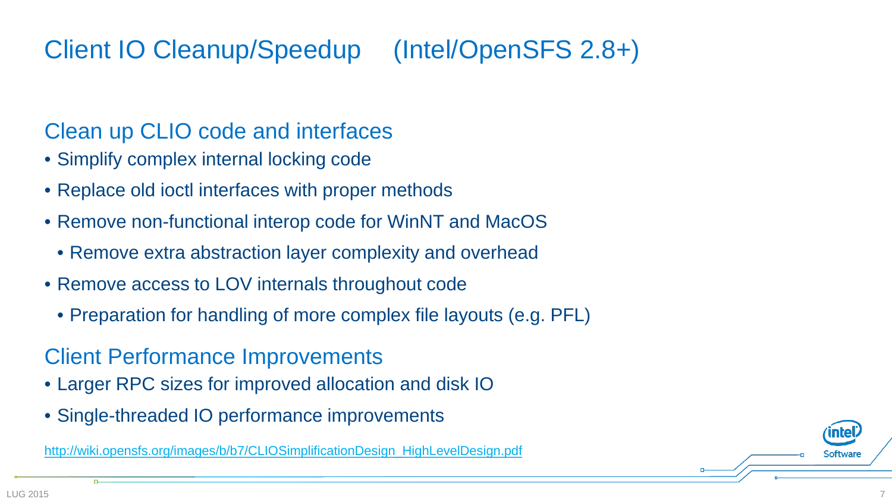# Client IO Cleanup/Speedup (Intel/OpenSFS 2.8+)

## Clean up CLIO code and interfaces

- Simplify complex internal locking code
- Replace old ioctl interfaces with proper methods
- Remove non-functional interop code for WinNT and MacOS
  - Remove extra abstraction layer complexity and overhead
- Remove access to LOV internals throughout code
  - Preparation for handling of more complex file layouts (e.g. PFL)

## Client Performance Improvements

- Larger RPC sizes for improved allocation and disk IO
- Single-threaded IO performance improvements

http://wiki.opensfs.org/images/b/b7/CLIOSimplificationDesign_HighLevelDesign.pdf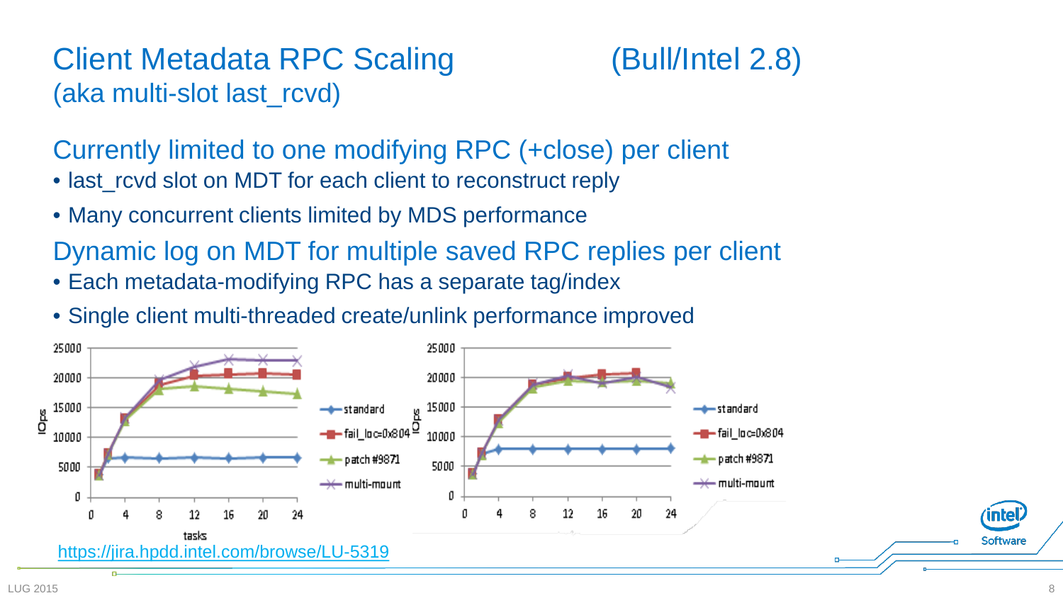# Client Metadata RPC Scaling (Bull/Intel 2.8)

(aka multi-slot last_rcvd)

## Currently limited to one modifying RPC (+close) per client

- last_rcvd slot on MDT for each client to reconstruct reply
- Many concurrent clients limited by MDS performance

## Dynamic log on MDT for multiple saved RPC replies per client

- Each metadata-modifying RPC has a separate tag/index
- Single client multi-threaded create/unlink performance improved

https://jira.hpdd.intel.com/browse/LU-5319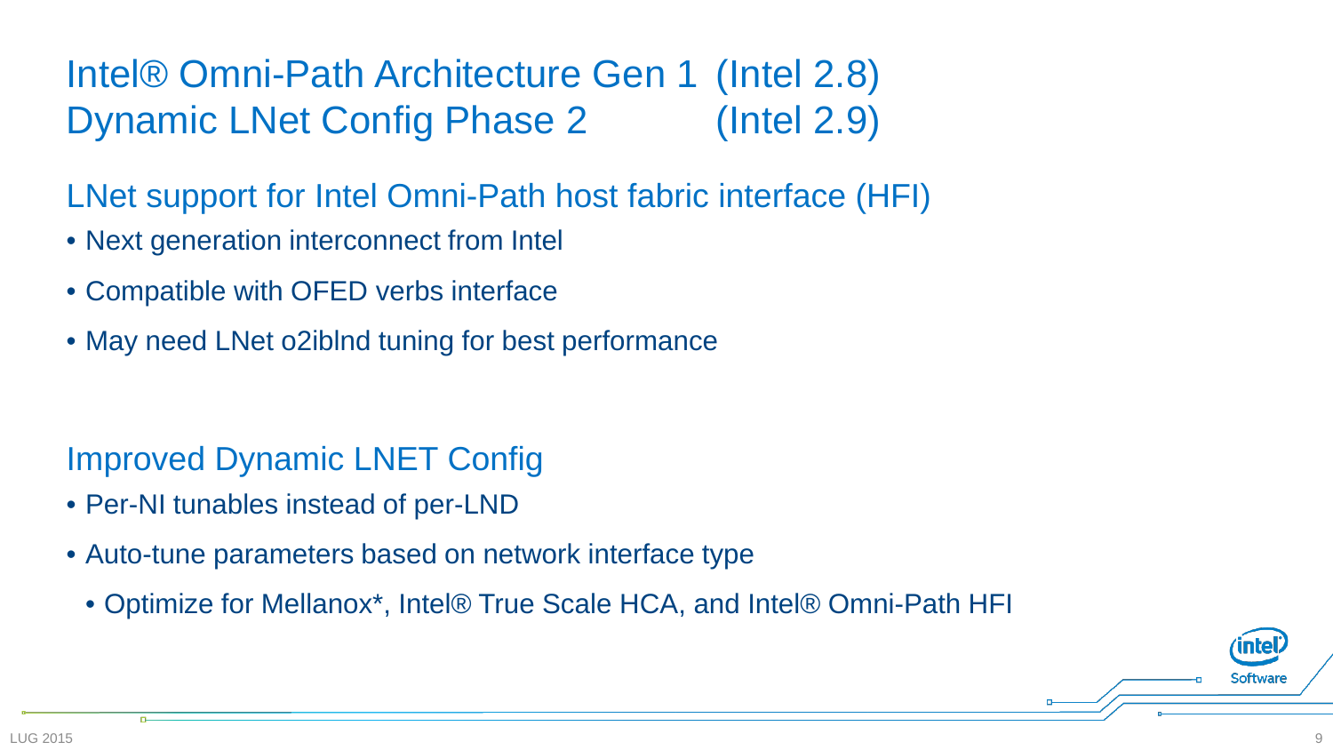# Intel® Omni-Path Architecture Gen 1 (Intel 2.8)
# Dynamic LNet Config Phase 2 (Intel 2.9)

## LNet support for Intel Omni-Path host fabric interface (HFI)

- Next generation interconnect from Intel
- Compatible with OFED verbs interface
- May need LNet o2iblnd tuning for best performance

## Improved Dynamic LNET Config

- Per-NI tunables instead of per-LND
- Auto-tune parameters based on network interface type
  - Optimize for Mellanox*, Intel® True Scale HCA, and Intel® Omni-Path HFI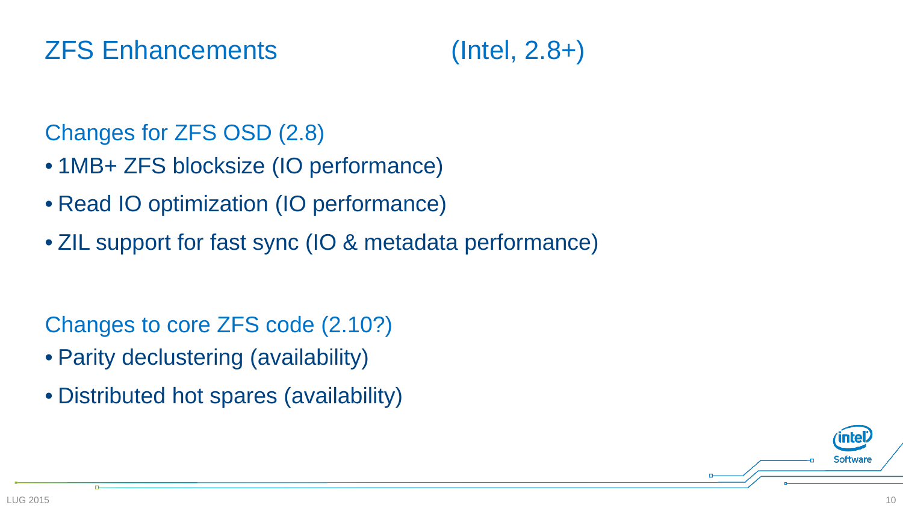# ZFS Enhancements (Intel, 2.8+)

## Changes for ZFS OSD (2.8)

- 1MB+ ZFS blocksize (IO performance)
- Read IO optimization (IO performance)
- ZIL support for fast sync (IO & metadata performance)

## Changes to core ZFS code (2.10?)

- Parity declustering (availability)
- Distributed hot spares (availability)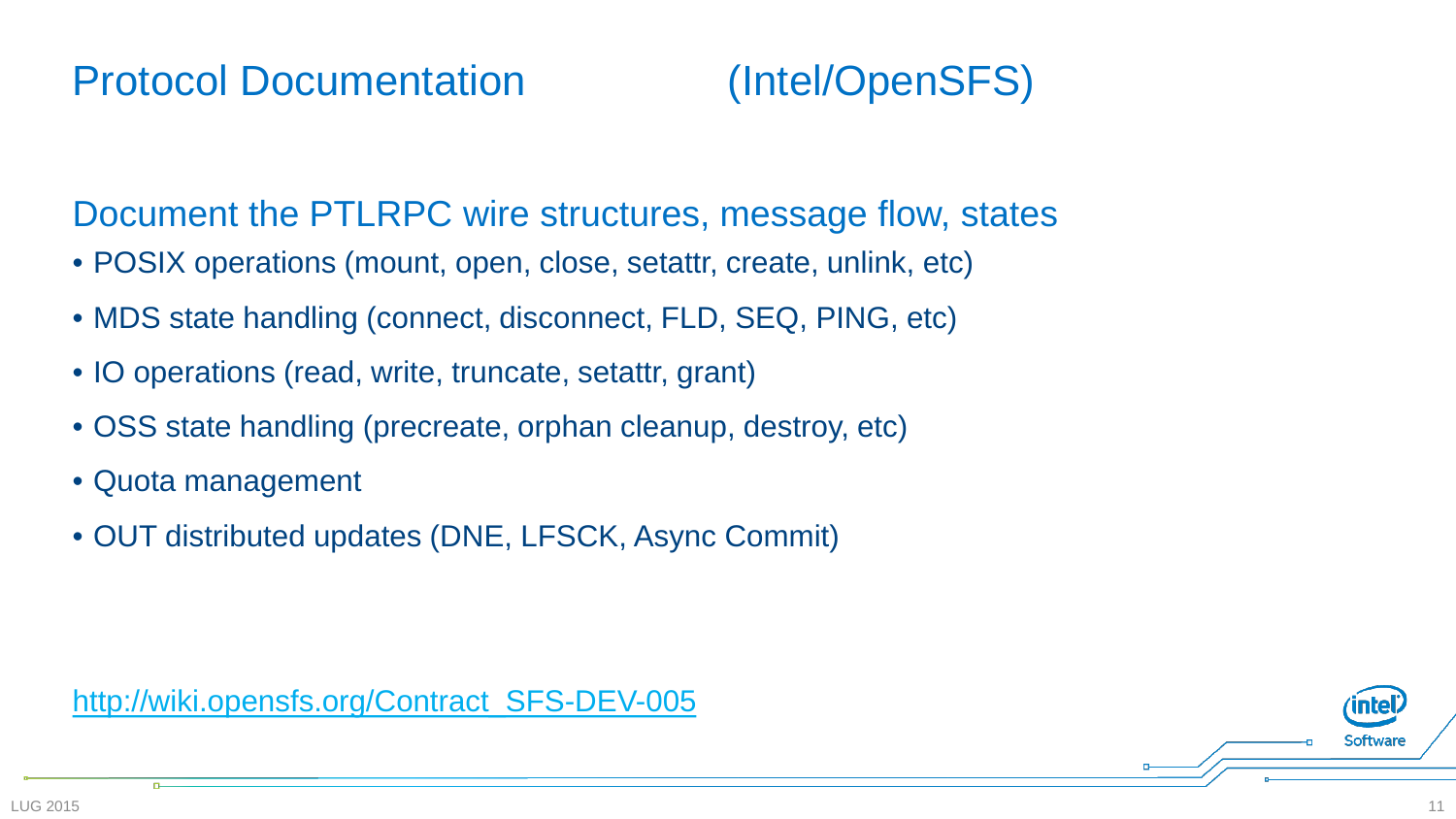# Protocol Documentation (Intel/OpenSFS)

## Document the PTLRPC wire structures, message flow, states

- POSIX operations (mount, open, close, setattr, create, unlink, etc)
- MDS state handling (connect, disconnect, FLD, SEQ, PING, etc)
- IO operations (read, write, truncate, setattr, grant)
- OSS state handling (precreate, orphan cleanup, destroy, etc)
- Quota management
- OUT distributed updates (DNE, LFSCK, Async Commit)

[http://wiki.opensfs.org/Contract_SFS-DEV-005](http://wiki.opensfs.org/Contract_SFS-DEV-005)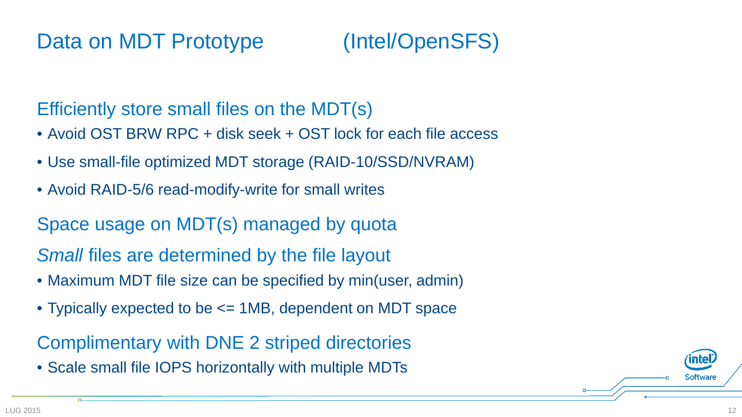# Data on MDT Prototype (Intel/OpenSFS)

## Efficiently store small files on the MDT(s)

- Avoid OST BRW RPC + disk seek + OST lock for each file access
- Use small-file optimized MDT storage (RAID-10/SSD/NVRAM)
- Avoid RAID-5/6 read-modify-write for small writes

## Space usage on MDT(s) managed by quota

## *Small* files are determined by the file layout

- Maximum MDT file size can be specified by min(user, admin)
- Typically expected to be <= 1MB, dependent on MDT space

## Complimentary with DNE 2 striped directories

- Scale small file IOPS horizontally with multiple MDTs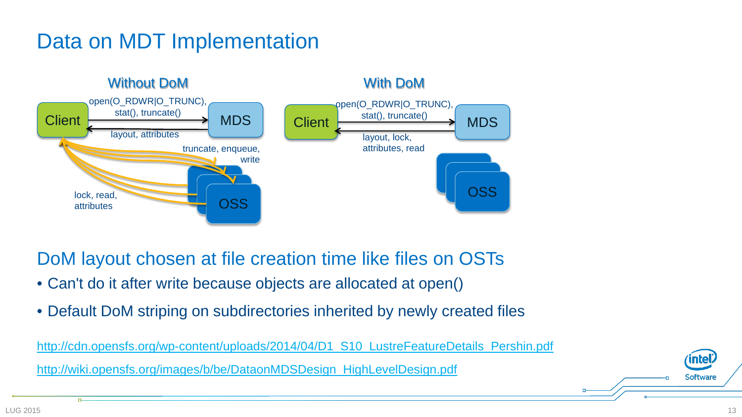# Data on MDT Implementation

**Without DoM**

- Client → MDS: open(O_RDWR|O_TRUNC), stat(), truncate()
- MDS → Client: layout, attributes
- Client → OSS: truncate, enqueue, write
- OSS → Client: lock, read, attributes

**With DoM**

- Client → MDS: open(O_RDWR|O_TRUNC), stat(), truncate()
- MDS → Client: layout, lock, attributes, read
- OSS

## DoM layout chosen at file creation time like files on OSTs

- Can't do it after write because objects are allocated at open()
- Default DoM striping on subdirectories inherited by newly created files

http://cdn.opensfs.org/wp-content/uploads/2014/04/D1_S10_LustreFeatureDetails_Pershin.pdf

http://wiki.opensfs.org/images/b/be/DataonMDSDesign_HighLevelDesign.pdf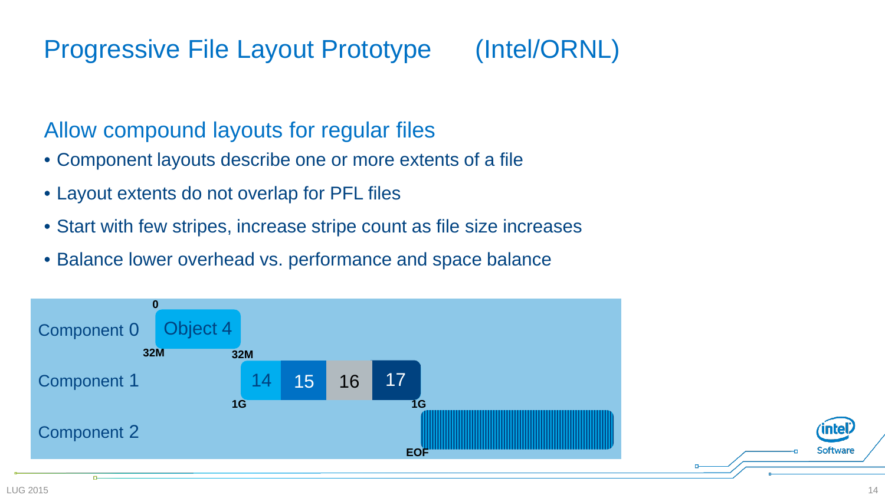# Progressive File Layout Prototype (Intel/ORNL)

## Allow compound layouts for regular files

- Component layouts describe one or more extents of a file
- Layout extents do not overlap for PFL files
- Start with few stripes, increase stripe count as file size increases
- Balance lower overhead vs. performance and space balance

Component 0: 0 – 32M — Object 4

Component 1: 32M – 1G — 14, 15, 16, 17

Component 2: 1G – EOF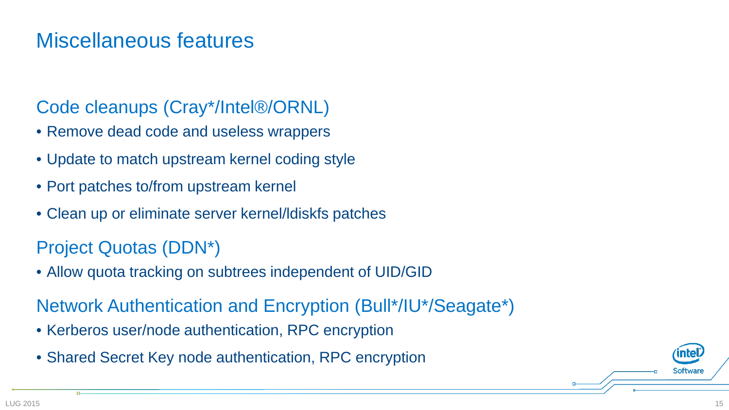# Miscellaneous features

## Code cleanups (Cray*/Intel®/ORNL)

- Remove dead code and useless wrappers
- Update to match upstream kernel coding style
- Port patches to/from upstream kernel
- Clean up or eliminate server kernel/ldiskfs patches

## Project Quotas (DDN*)

- Allow quota tracking on subtrees independent of UID/GID

## Network Authentication and Encryption (Bull*/IU*/Seagate*)

- Kerberos user/node authentication, RPC encryption
- Shared Secret Key node authentication, RPC encryption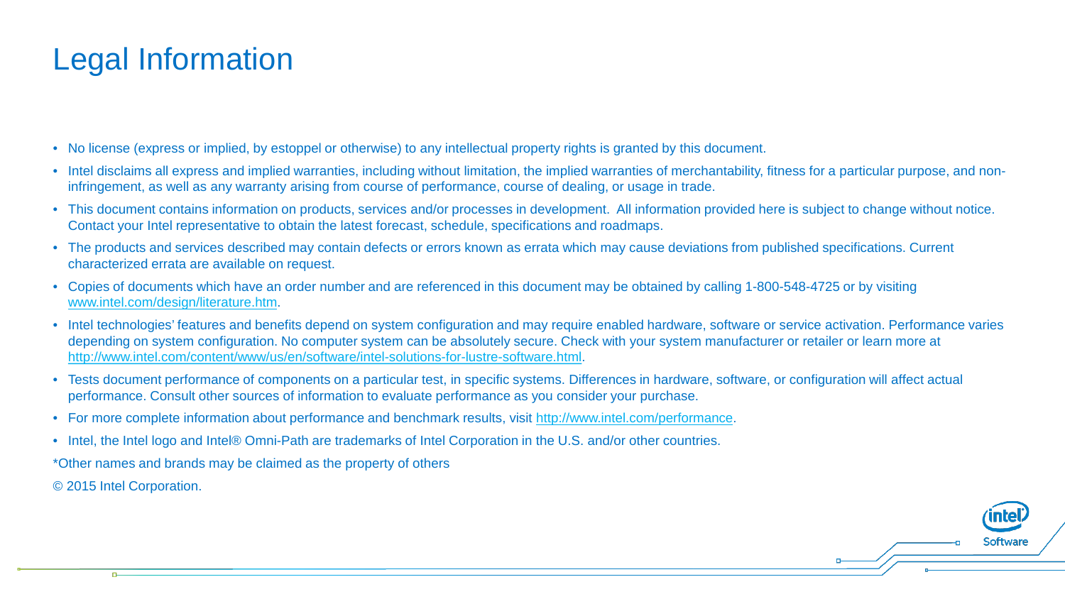# Legal Information

- No license (express or implied, by estoppel or otherwise) to any intellectual property rights is granted by this document.
- Intel disclaims all express and implied warranties, including without limitation, the implied warranties of merchantability, fitness for a particular purpose, and non-infringement, as well as any warranty arising from course of performance, course of dealing, or usage in trade.
- This document contains information on products, services and/or processes in development. All information provided here is subject to change without notice. Contact your Intel representative to obtain the latest forecast, schedule, specifications and roadmaps.
- The products and services described may contain defects or errors known as errata which may cause deviations from published specifications. Current characterized errata are available on request.
- Copies of documents which have an order number and are referenced in this document may be obtained by calling 1-800-548-4725 or by visiting www.intel.com/design/literature.htm.
- Intel technologies' features and benefits depend on system configuration and may require enabled hardware, software or service activation. Performance varies depending on system configuration. No computer system can be absolutely secure. Check with your system manufacturer or retailer or learn more at http://www.intel.com/content/www/us/en/software/intel-solutions-for-lustre-software.html.
- Tests document performance of components on a particular test, in specific systems. Differences in hardware, software, or configuration will affect actual performance. Consult other sources of information to evaluate performance as you consider your purchase.
- For more complete information about performance and benchmark results, visit http://www.intel.com/performance.
- Intel, the Intel logo and Intel® Omni-Path are trademarks of Intel Corporation in the U.S. and/or other countries.

*Other names and brands may be claimed as the property of others

© 2015 Intel Corporation.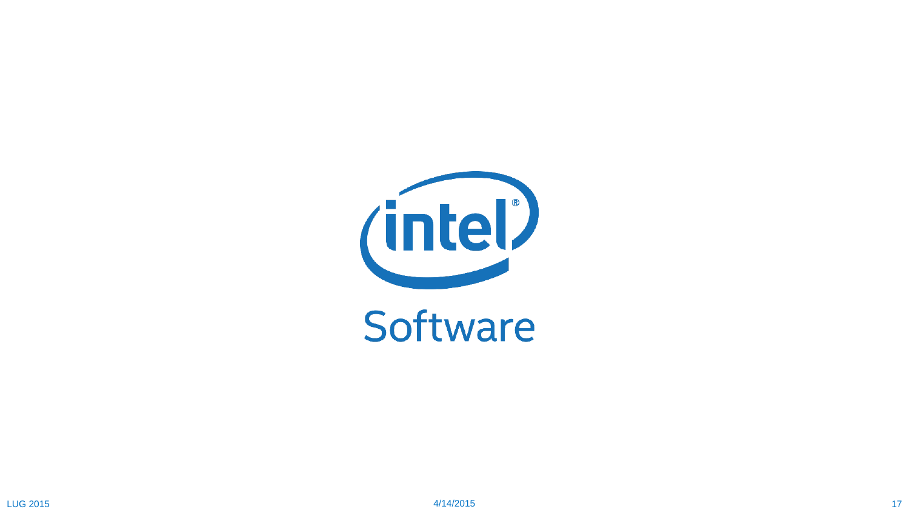intel®

Software